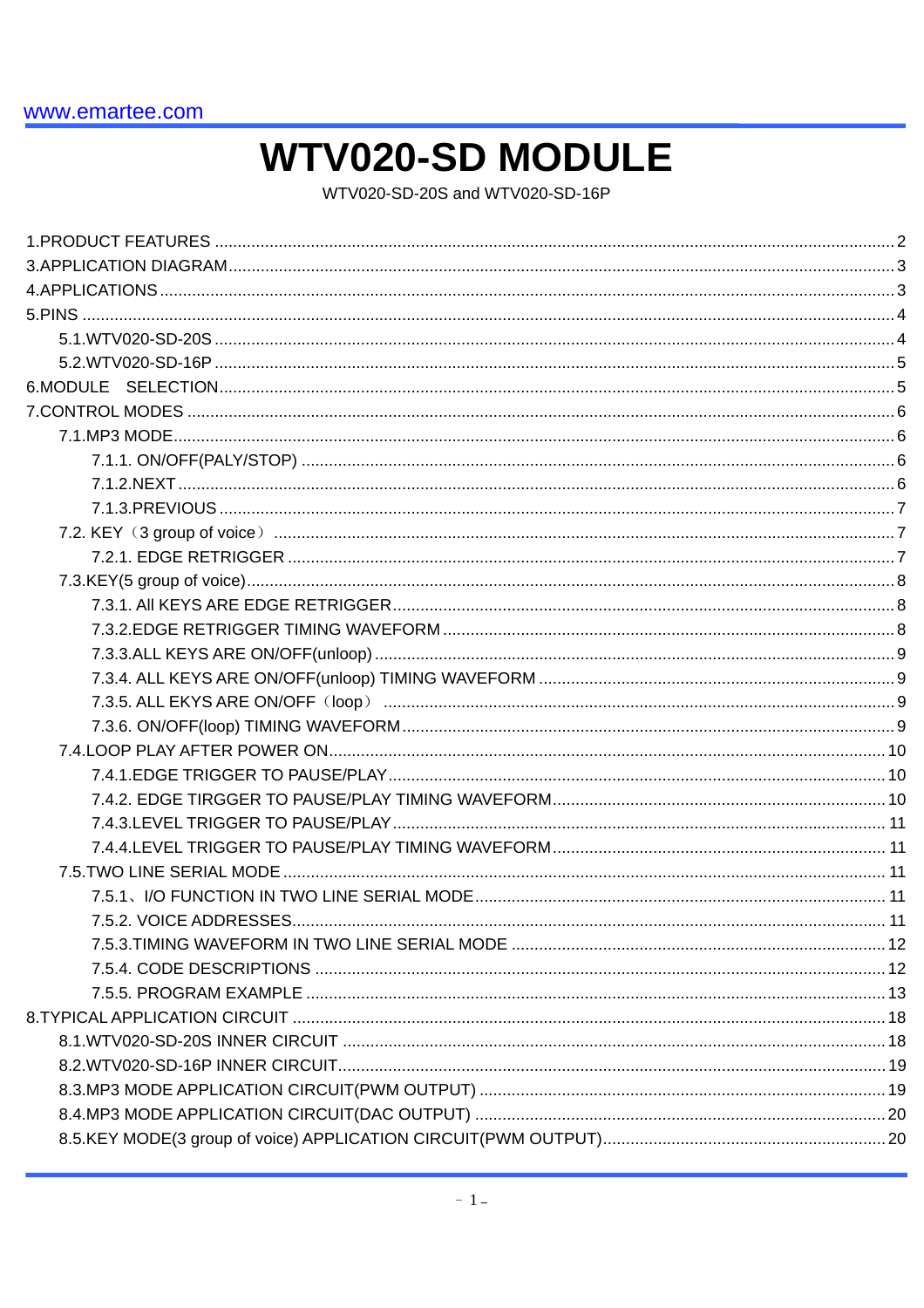www.emartee.com

# WTV020-SD MODULE

WTV020-SD-20S and WTV020-SD-16P

1.PRODUCT FEATURES .......... 2
3.APPLICATION DIAGRAM .......... 3
4.APPLICATIONS .......... 3
5.PINS .......... 4
- 5.1.WTV020-SD-20S .......... 4
- 5.2.WTV020-SD-16P .......... 5

6.MODULE SELECTION .......... 5
7.CONTROL MODES .......... 6
- 7.1.MP3 MODE .......... 6
  - 7.1.1. ON/OFF(PALY/STOP) .......... 6
  - 7.1.2.NEXT .......... 6
  - 7.1.3.PREVIOUS .......... 7
- 7.2. KEY（3 group of voice） .......... 7
  - 7.2.1. EDGE RETRIGGER .......... 7
- 7.3.KEY(5 group of voice) .......... 8
  - 7.3.1. All KEYS ARE EDGE RETRIGGER .......... 8
  - 7.3.2.EDGE RETRIGGER TIMING WAVEFORM .......... 8
  - 7.3.3.ALL KEYS ARE ON/OFF(unloop) .......... 9
  - 7.3.4. ALL KEYS ARE ON/OFF(unloop) TIMING WAVEFORM .......... 9
  - 7.3.5. ALL EKYS ARE ON/OFF（loop） .......... 9
  - 7.3.6. ON/OFF(loop) TIMING WAVEFORM .......... 9
- 7.4.LOOP PLAY AFTER POWER ON .......... 10
  - 7.4.1.EDGE TRIGGER TO PAUSE/PLAY .......... 10
  - 7.4.2. EDGE TIRGGER TO PAUSE/PLAY TIMING WAVEFORM .......... 10
  - 7.4.3.LEVEL TRIGGER TO PAUSE/PLAY .......... 11
  - 7.4.4.LEVEL TRIGGER TO PAUSE/PLAY TIMING WAVEFORM .......... 11
- 7.5.TWO LINE SERIAL MODE .......... 11
  - 7.5.1、I/O FUNCTION IN TWO LINE SERIAL MODE .......... 11
  - 7.5.2. VOICE ADDRESSES .......... 11
  - 7.5.3.TIMING WAVEFORM IN TWO LINE SERIAL MODE .......... 12
  - 7.5.4. CODE DESCRIPTIONS .......... 12
  - 7.5.5. PROGRAM EXAMPLE .......... 13

8.TYPICAL APPLICATION CIRCUIT .......... 18
- 8.1.WTV020-SD-20S INNER CIRCUIT .......... 18
- 8.2.WTV020-SD-16P INNER CIRCUIT .......... 19
- 8.3.MP3 MODE APPLICATION CIRCUIT(PWM OUTPUT) .......... 19
- 8.4.MP3 MODE APPLICATION CIRCUIT(DAC OUTPUT) .......... 20
- 8.5.KEY MODE(3 group of voice) APPLICATION CIRCUIT(PWM OUTPUT) .......... 20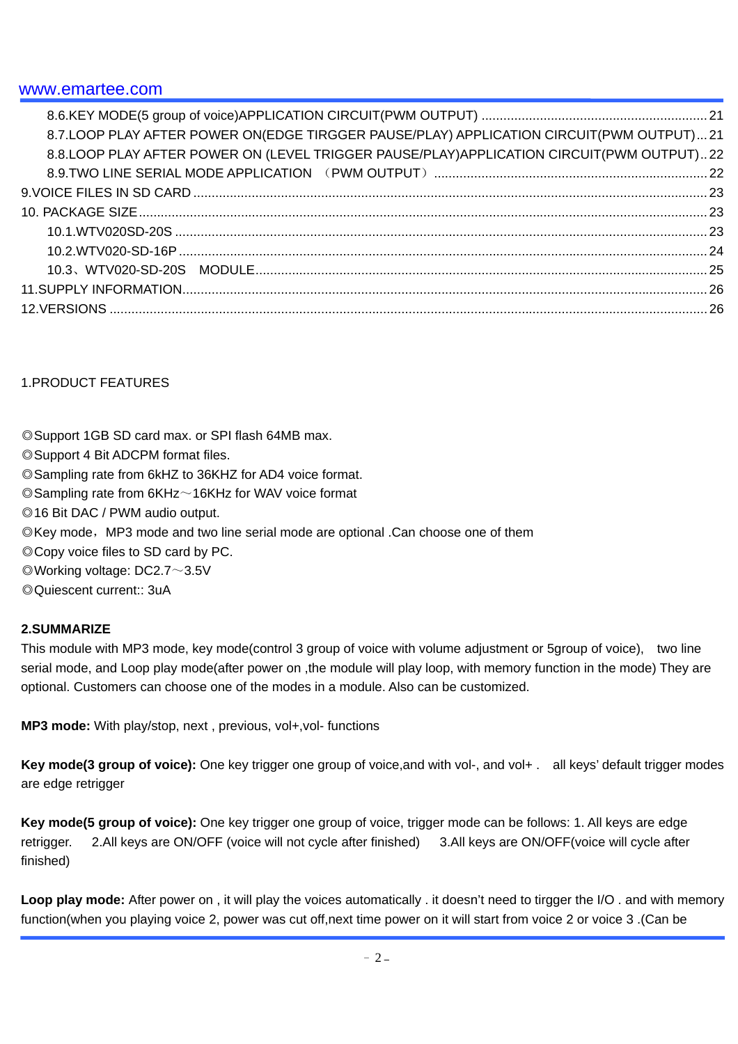8.6.KEY MODE(5 group of voice)APPLICATION CIRCUIT(PWM OUTPUT) ........ 21
8.7.LOOP PLAY AFTER POWER ON(EDGE TIRGGER PAUSE/PLAY) APPLICATION CIRCUIT(PWM OUTPUT) ... 21
8.8.LOOP PLAY AFTER POWER ON (LEVEL TRIGGER PAUSE/PLAY)APPLICATION CIRCUIT(PWM OUTPUT) .. 22
8.9.TWO LINE SERIAL MODE APPLICATION （PWM OUTPUT） ........ 22
9.VOICE FILES IN SD CARD ........ 23
10. PACKAGE SIZE ........ 23
10.1.WTV020SD-20S ........ 23
10.2.WTV020-SD-16P ........ 24
10.3、WTV020-SD-20S MODULE ........ 25
11.SUPPLY INFORMATION ........ 26
12.VERSIONS ........ 26

## 1.PRODUCT FEATURES

◎Support 1GB SD card max. or SPI flash 64MB max.
◎Support 4 Bit ADCPM format files.
◎Sampling rate from 6kHZ to 36KHZ for AD4 voice format.
◎Sampling rate from 6KHz～16KHz for WAV voice format
◎16 Bit DAC / PWM audio output.
◎Key mode，MP3 mode and two line serial mode are optional .Can choose one of them
◎Copy voice files to SD card by PC.
◎Working voltage: DC2.7～3.5V
◎Quiescent current:: 3uA

## 2.SUMMARIZE

This module with MP3 mode, key mode(control 3 group of voice with volume adjustment or 5group of voice), two line serial mode, and Loop play mode(after power on ,the module will play loop, with memory function in the mode) They are optional. Customers can choose one of the modes in a module. Also can be customized.

**MP3 mode:** With play/stop, next , previous, vol+,vol- functions

**Key mode(3 group of voice):** One key trigger one group of voice,and with vol-, and vol+ . all keys' default trigger modes are edge retrigger

**Key mode(5 group of voice):** One key trigger one group of voice, trigger mode can be follows: 1. All keys are edge retrigger. 2.All keys are ON/OFF (voice will not cycle after finished) 3.All keys are ON/OFF(voice will cycle after finished)

**Loop play mode:** After power on , it will play the voices automatically . it doesn't need to tirgger the I/O . and with memory function(when you playing voice 2, power was cut off,next time power on it will start from voice 2 or voice 3 .(Can be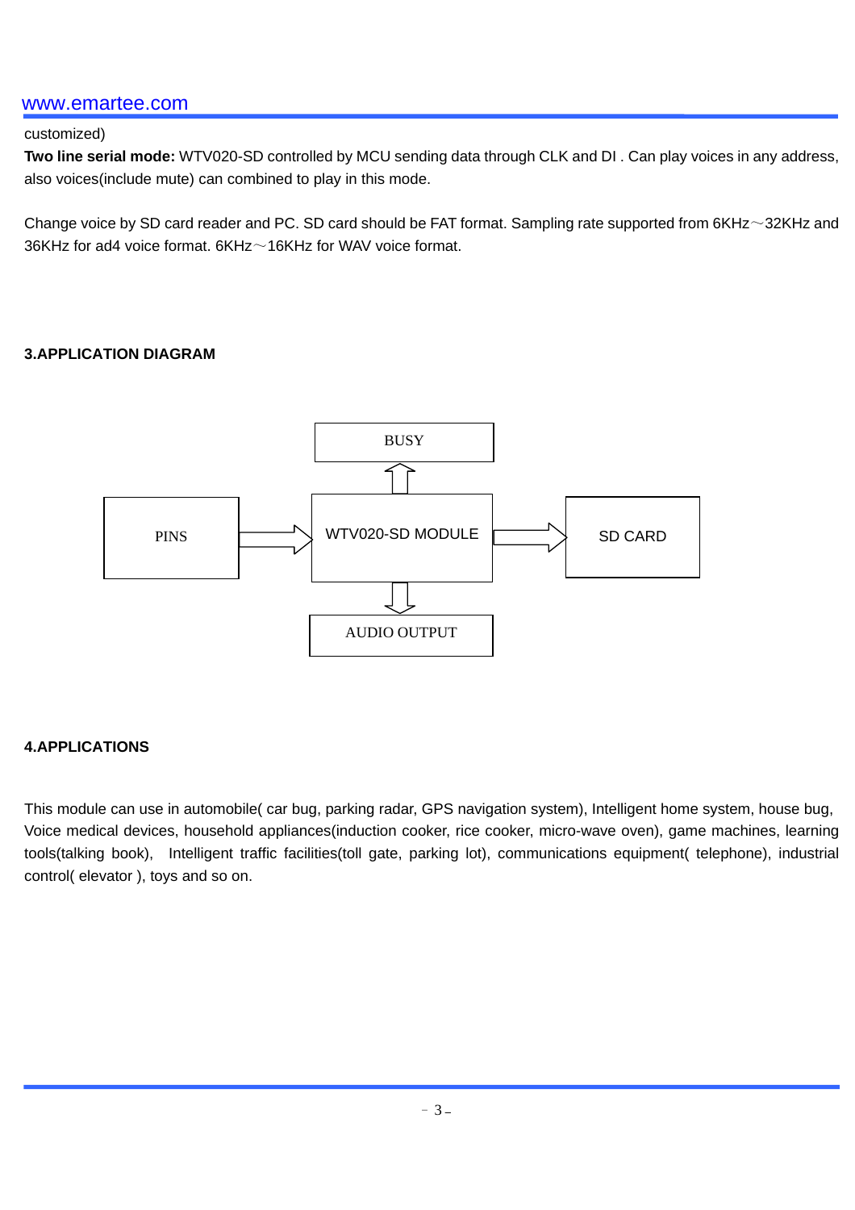customized)

**Two line serial mode:** WTV020-SD controlled by MCU sending data through CLK and DI . Can play voices in any address, also voices(include mute) can combined to play in this mode.

Change voice by SD card reader and PC. SD card should be FAT format. Sampling rate supported from 6KHz～32KHz and 36KHz for ad4 voice format. 6KHz～16KHz for WAV voice format.

**3.APPLICATION DIAGRAM**

BUSY

PINS

WTV020-SD MODULE

SD CARD

AUDIO OUTPUT

**4.APPLICATIONS**

This module can use in automobile( car bug, parking radar, GPS navigation system), Intelligent home system, house bug, Voice medical devices, household appliances(induction cooker, rice cooker, micro-wave oven), game machines, learning tools(talking book), Intelligent traffic facilities(toll gate, parking lot), communications equipment( telephone), industrial control( elevator ), toys and so on.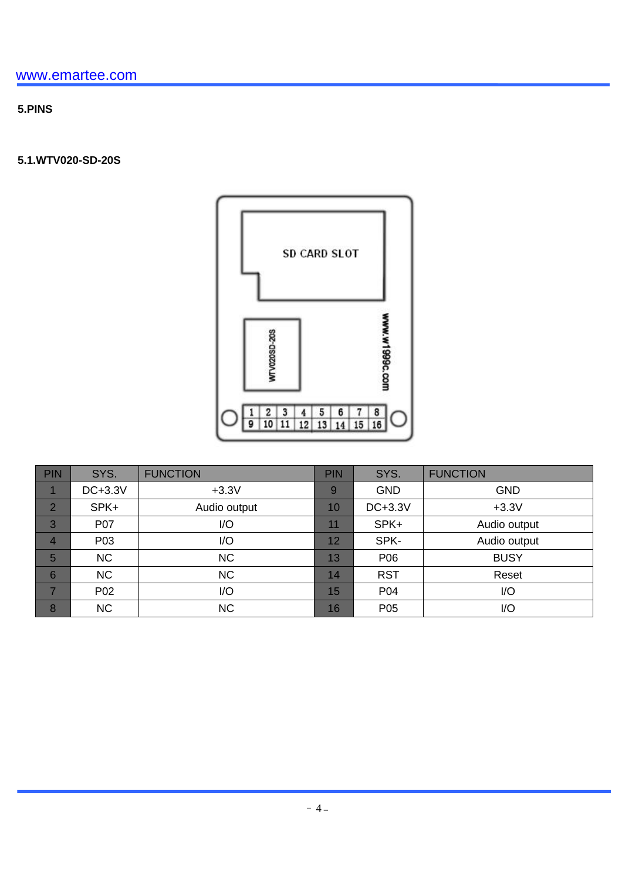## 5.PINS

### 5.1.WTV020-SD-20S

| PIN | SYS. | FUNCTION | PIN | SYS. | FUNCTION |
|---|---|---|---|---|---|
| 1 | DC+3.3V | +3.3V | 9 | GND | GND |
| 2 | SPK+ | Audio output | 10 | DC+3.3V | +3.3V |
| 3 | P07 | I/O | 11 | SPK+ | Audio output |
| 4 | P03 | I/O | 12 | SPK- | Audio output |
| 5 | NC | NC | 13 | P06 | BUSY |
| 6 | NC | NC | 14 | RST | Reset |
| 7 | P02 | I/O | 15 | P04 | I/O |
| 8 | NC | NC | 16 | P05 | I/O |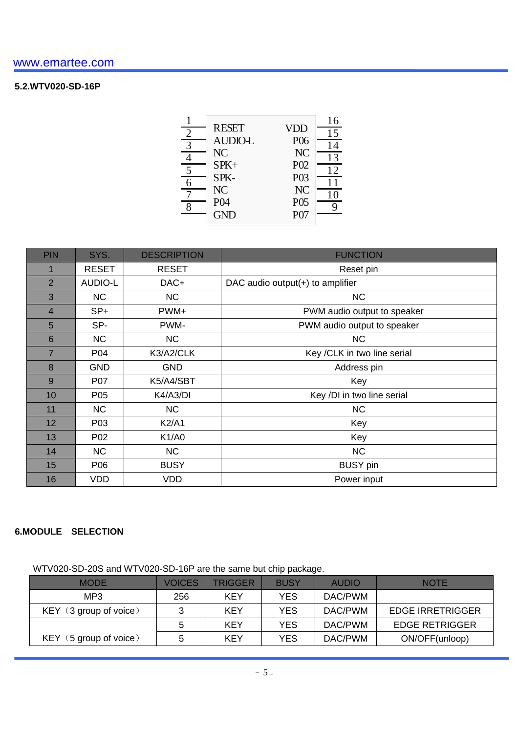## 5.2.WTV020-SD-16P

```
      1  ┌──────────────────────┐  16
      2  │ RESET          VDD   │  15
      3  │ AUDIO-L        P06   │  14
      4  │ NC             NC    │  13
      5  │ SPK+           P02   │  12
      6  │ SPK-           P03   │  11
      7  │ NC             NC    │  10
      8  │ P04            P05   │   9
         │ GND            P07   │
         └──────────────────────┘
```

| PIN | SYS. | DESCRIPTION | FUNCTION |
|---|---|---|---|
| 1 | RESET | RESET | Reset pin |
| 2 | AUDIO-L | DAC+ | DAC audio output(+) to amplifier |
| 3 | NC | NC | NC |
| 4 | SP+ | PWM+ | PWM audio output to speaker |
| 5 | SP- | PWM- | PWM audio output to speaker |
| 6 | NC | NC | NC |
| 7 | P04 | K3/A2/CLK | Key /CLK in two line serial |
| 8 | GND | GND | Address pin |
| 9 | P07 | K5/A4/SBT | Key |
| 10 | P05 | K4/A3/DI | Key /DI in two line serial |
| 11 | NC | NC | NC |
| 12 | P03 | K2/A1 | Key |
| 13 | P02 | K1/A0 | Key |
| 14 | NC | NC | NC |
| 15 | P06 | BUSY | BUSY pin |
| 16 | VDD | VDD | Power input |

## 6.MODULE SELECTION

WTV020-SD-20S and WTV020-SD-16P are the same but chip package.

| MODE | VOICES | TRIGGER | BUSY | AUDIO | NOTE |
|---|---|---|---|---|---|
| MP3 | 256 | KEY | YES | DAC/PWM | |
| KEY（3 group of voice） | 3 | KEY | YES | DAC/PWM | EDGE IRRETRIGGER |
| KEY（5 group of voice） | 5 | KEY | YES | DAC/PWM | EDGE RETRIGGER |
| | 5 | KEY | YES | DAC/PWM | ON/OFF(unloop) |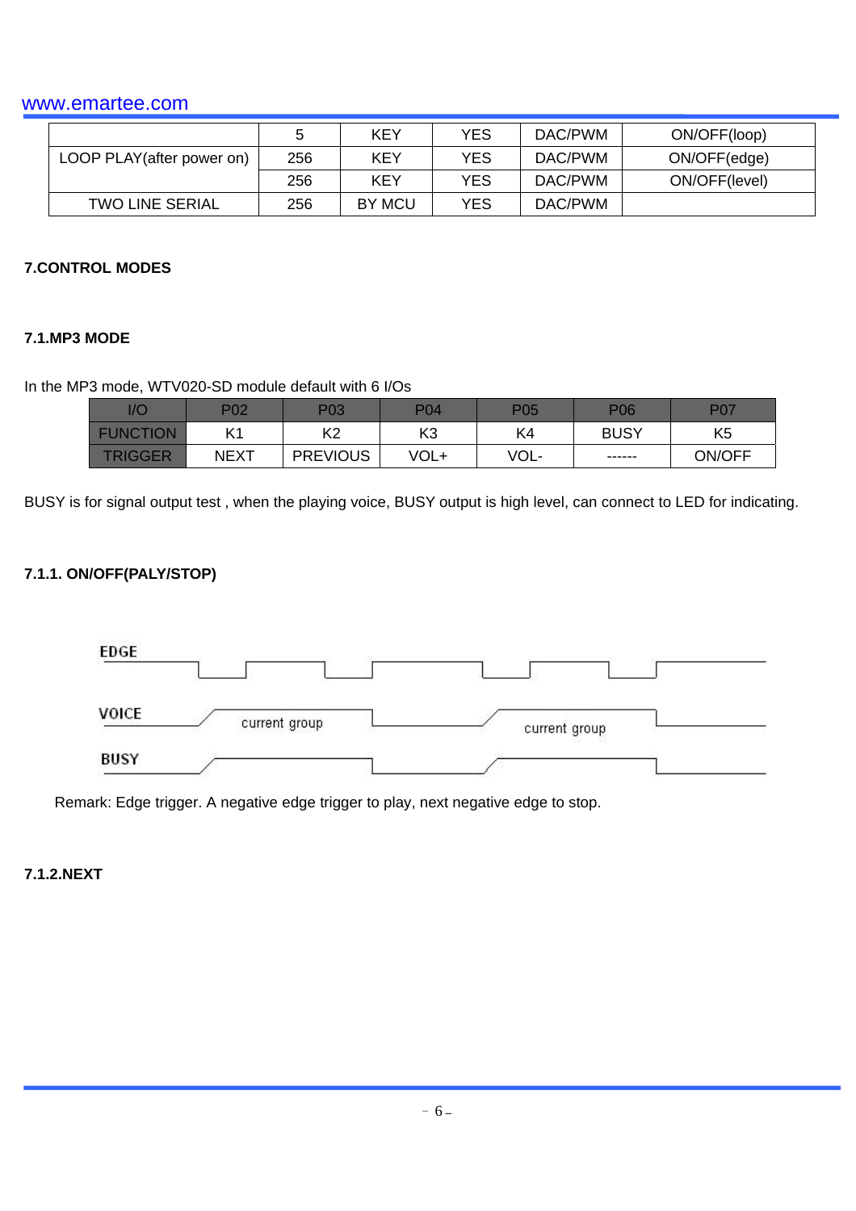| | | | | | |
|---|---|---|---|---|---|
| | 5 | KEY | YES | DAC/PWM | ON/OFF(loop) |
| LOOP PLAY(after power on) | 256 | KEY | YES | DAC/PWM | ON/OFF(edge) |
| | 256 | KEY | YES | DAC/PWM | ON/OFF(level) |
| TWO LINE SERIAL | 256 | BY MCU | YES | DAC/PWM | |

## 7.CONTROL MODES

### 7.1.MP3 MODE

In the MP3 mode, WTV020-SD module default with 6 I/Os

| I/O | P02 | P03 | P04 | P05 | P06 | P07 |
|---|---|---|---|---|---|---|
| FUNCTION | K1 | K2 | K3 | K4 | BUSY | K5 |
| TRIGGER | NEXT | PREVIOUS | VOL+ | VOL- | ------ | ON/OFF |

BUSY is for signal output test , when the playing voice, BUSY output is high level, can connect to LED for indicating.

#### 7.1.1. ON/OFF(PALY/STOP)

EDGE

VOICE current group current group

BUSY

Remark: Edge trigger. A negative edge trigger to play, next negative edge to stop.

#### 7.1.2.NEXT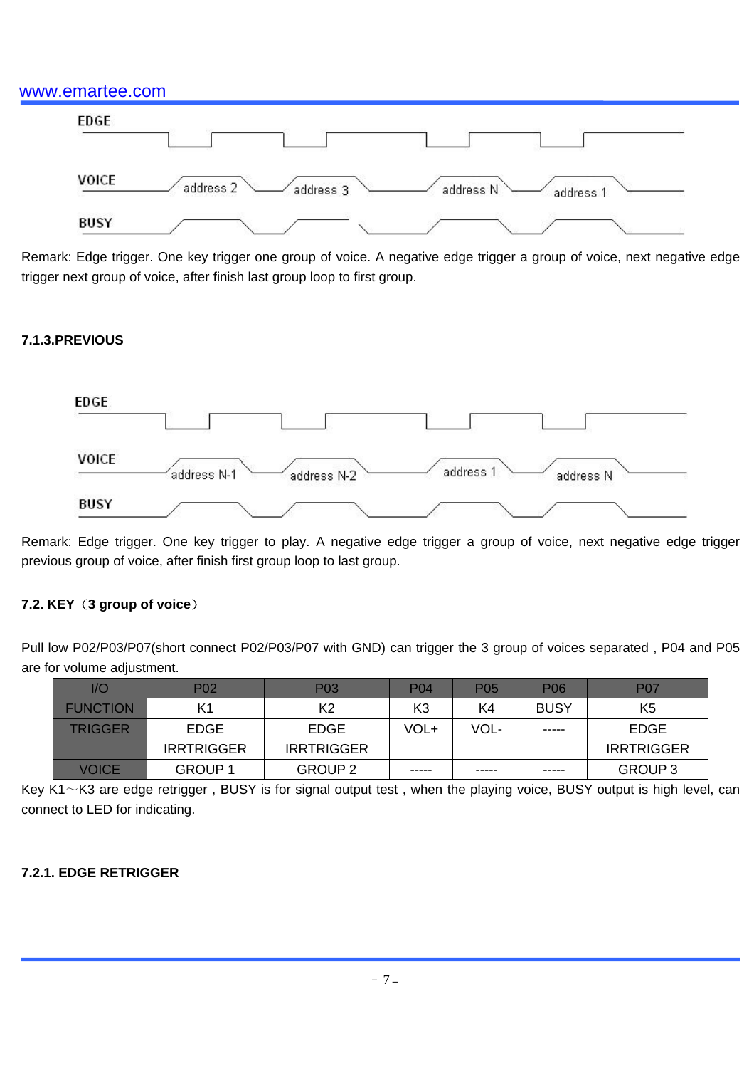Remark: Edge trigger. One key trigger one group of voice. A negative edge trigger a group of voice, next negative edge trigger next group of voice, after finish last group loop to first group.

#### 7.1.3.PREVIOUS

Remark: Edge trigger. One key trigger to play. A negative edge trigger a group of voice, next negative edge trigger previous group of voice, after finish first group loop to last group.

### 7.2. KEY（3 group of voice）

Pull low P02/P03/P07(short connect P02/P03/P07 with GND) can trigger the 3 group of voices separated , P04 and P05 are for volume adjustment.

| I/O | P02 | P03 | P04 | P05 | P06 | P07 |
|---|---|---|---|---|---|---|
| FUNCTION | K1 | K2 | K3 | K4 | BUSY | K5 |
| TRIGGER | EDGE IRRTRIGGER | EDGE IRRTRIGGER | VOL+ | VOL- | ----- | EDGE IRRTRIGGER |
| VOICE | GROUP 1 | GROUP 2 | ----- | ----- | ----- | GROUP 3 |

Key K1～K3 are edge retrigger , BUSY is for signal output test , when the playing voice, BUSY output is high level, can connect to LED for indicating.

#### 7.2.1. EDGE RETRIGGER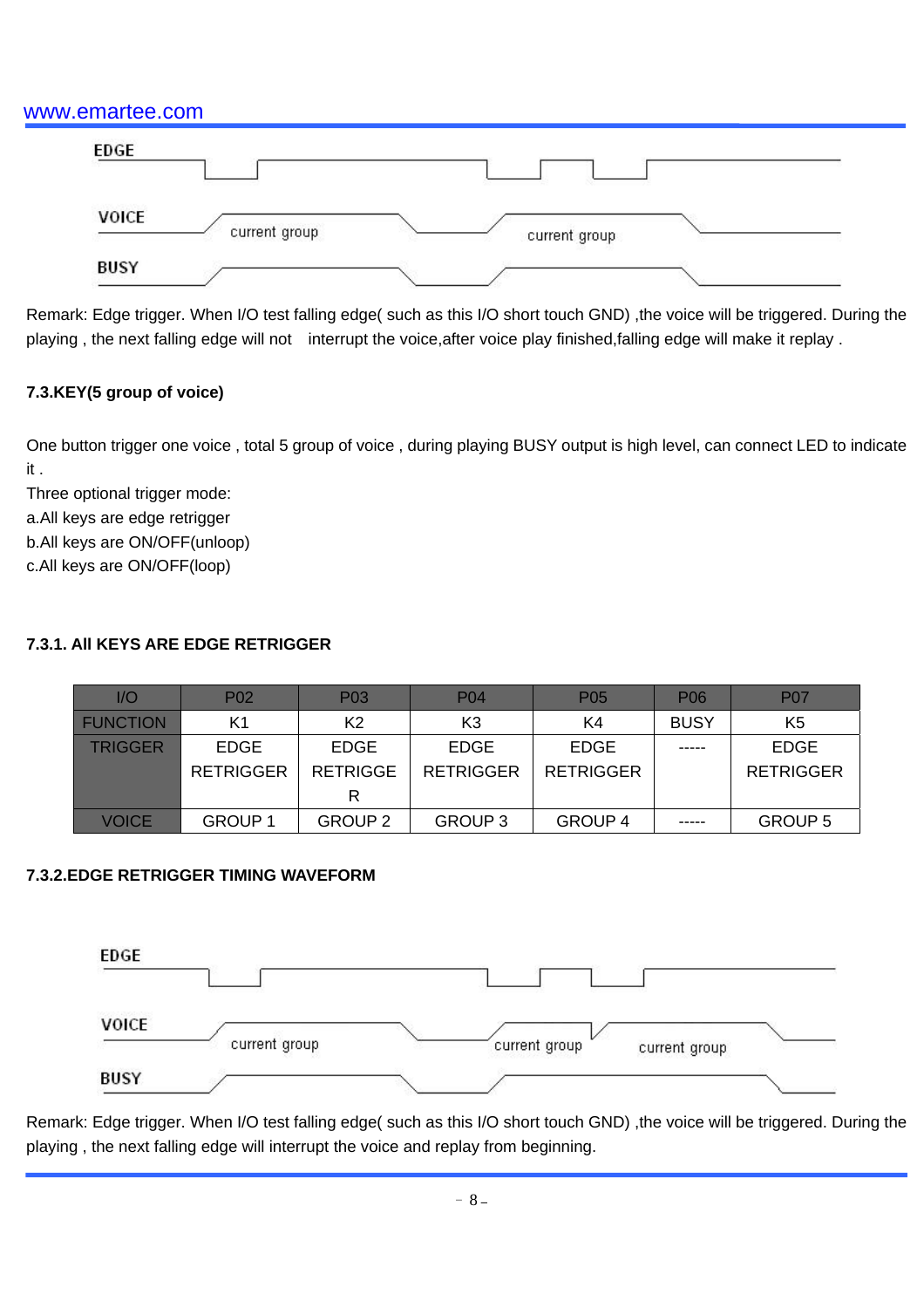EDGE

VOICE current group current group

BUSY

Remark: Edge trigger. When I/O test falling edge( such as this I/O short touch GND) ,the voice will be triggered. During the playing , the next falling edge will not interrupt the voice,after voice play finished,falling edge will make it replay .

### 7.3.KEY(5 group of voice)

One button trigger one voice , total 5 group of voice , during playing BUSY output is high level, can connect LED to indicate it .

Three optional trigger mode:

a.All keys are edge retrigger

b.All keys are ON/OFF(unloop)

c.All keys are ON/OFF(loop)

#### 7.3.1. All KEYS ARE EDGE RETRIGGER

| I/O | P02 | P03 | P04 | P05 | P06 | P07 |
|---|---|---|---|---|---|---|
| FUNCTION | K1 | K2 | K3 | K4 | BUSY | K5 |
| TRIGGER | EDGE RETRIGGER | EDGE RETRIGGER | EDGE RETRIGGER | EDGE RETRIGGER | ----- | EDGE RETRIGGER |
| VOICE | GROUP 1 | GROUP 2 | GROUP 3 | GROUP 4 | ----- | GROUP 5 |

#### 7.3.2.EDGE RETRIGGER TIMING WAVEFORM

EDGE

VOICE current group current group current group

BUSY

Remark: Edge trigger. When I/O test falling edge( such as this I/O short touch GND) ,the voice will be triggered. During the playing , the next falling edge will interrupt the voice and replay from beginning.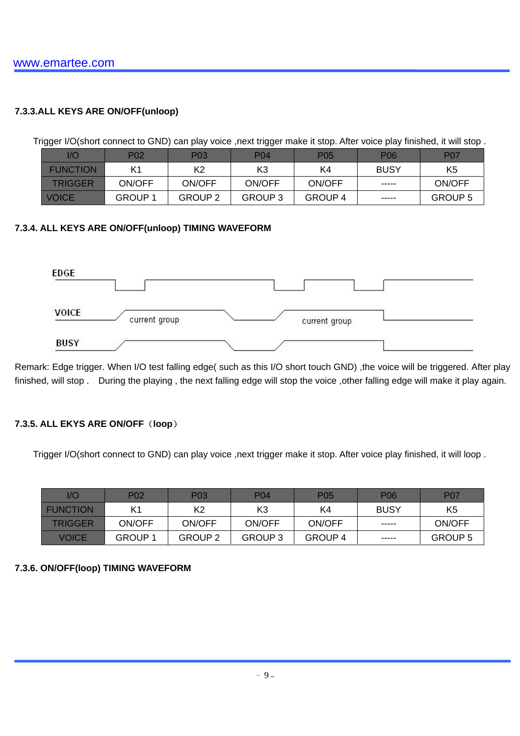### 7.3.3.ALL KEYS ARE ON/OFF(unloop)

Trigger I/O(short connect to GND) can play voice ,next trigger make it stop. After voice play finished, it will stop .

| I/O | P02 | P03 | P04 | P05 | P06 | P07 |
|---|---|---|---|---|---|---|
| FUNCTION | K1 | K2 | K3 | K4 | BUSY | K5 |
| TRIGGER | ON/OFF | ON/OFF | ON/OFF | ON/OFF | ----- | ON/OFF |
| VOICE | GROUP 1 | GROUP 2 | GROUP 3 | GROUP 4 | ----- | GROUP 5 |

### 7.3.4. ALL KEYS ARE ON/OFF(unloop) TIMING WAVEFORM

EDGE

VOICE current group current group

BUSY

Remark: Edge trigger. When I/O test falling edge( such as this I/O short touch GND) ,the voice will be triggered. After play finished, will stop . During the playing , the next falling edge will stop the voice ,other falling edge will make it play again.

### 7.3.5. ALL EKYS ARE ON/OFF（loop）

Trigger I/O(short connect to GND) can play voice ,next trigger make it stop. After voice play finished, it will loop .

| I/O | P02 | P03 | P04 | P05 | P06 | P07 |
|---|---|---|---|---|---|---|
| FUNCTION | K1 | K2 | K3 | K4 | BUSY | K5 |
| TRIGGER | ON/OFF | ON/OFF | ON/OFF | ON/OFF | ----- | ON/OFF |
| VOICE | GROUP 1 | GROUP 2 | GROUP 3 | GROUP 4 | ----- | GROUP 5 |

### 7.3.6. ON/OFF(loop) TIMING WAVEFORM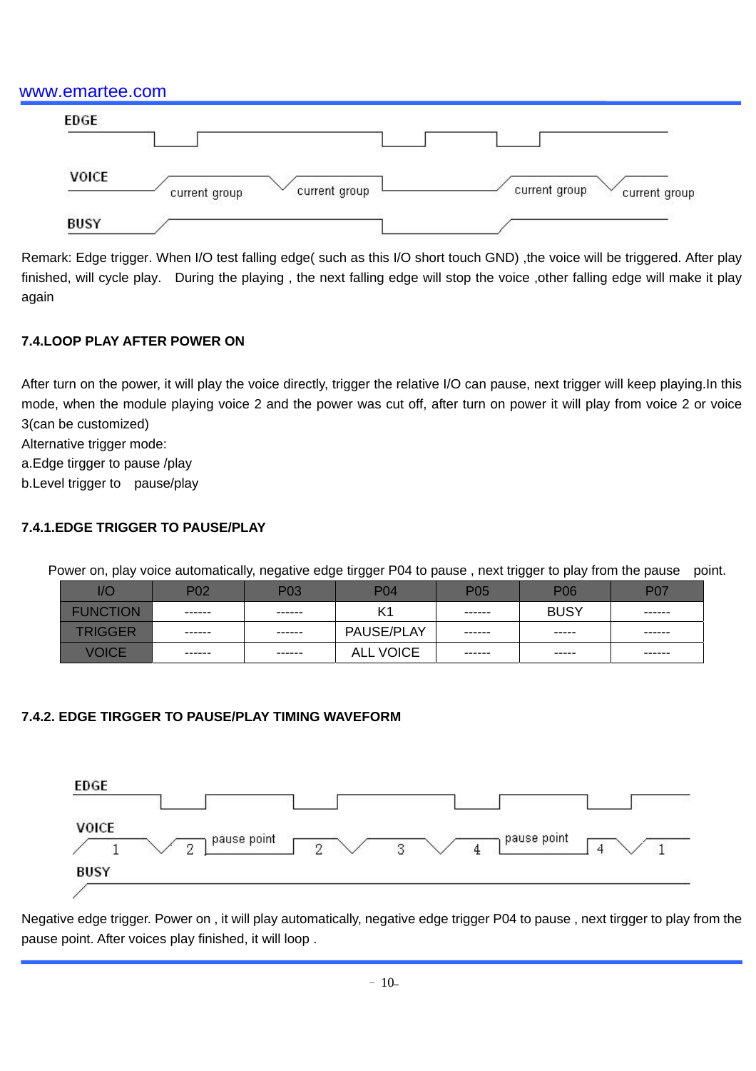Remark: Edge trigger. When I/O test falling edge( such as this I/O short touch GND) ,the voice will be triggered. After play finished, will cycle play.  During the playing , the next falling edge will stop the voice ,other falling edge will make it play again

### 7.4.LOOP PLAY AFTER POWER ON

After turn on the power, it will play the voice directly, trigger the relative I/O can pause, next trigger will keep playing.In this mode, when the module playing voice 2 and the power was cut off, after turn on power it will play from voice 2 or voice 3(can be customized)

Alternative trigger mode:

a.Edge tirgger to pause /play

b.Level trigger to  pause/play

### 7.4.1.EDGE TRIGGER TO PAUSE/PLAY

Power on, play voice automatically, negative edge tirgger P04 to pause , next trigger to play from the pause  point.

| I/O | P02 | P03 | P04 | P05 | P06 | P07 |
|---|---|---|---|---|---|---|
| FUNCTION | ------ | ------ | K1 | ------ | BUSY | ------ |
| TRIGGER | ------ | ------ | PAUSE/PLAY | ------ | ----- | ------ |
| VOICE | ------ | ------ | ALL VOICE | ------ | ----- | ------ |

### 7.4.2. EDGE TIRGGER TO PAUSE/PLAY TIMING WAVEFORM

Negative edge trigger. Power on , it will play automatically, negative edge trigger P04 to pause , next tirgger to play from the pause point. After voices play finished, it will loop .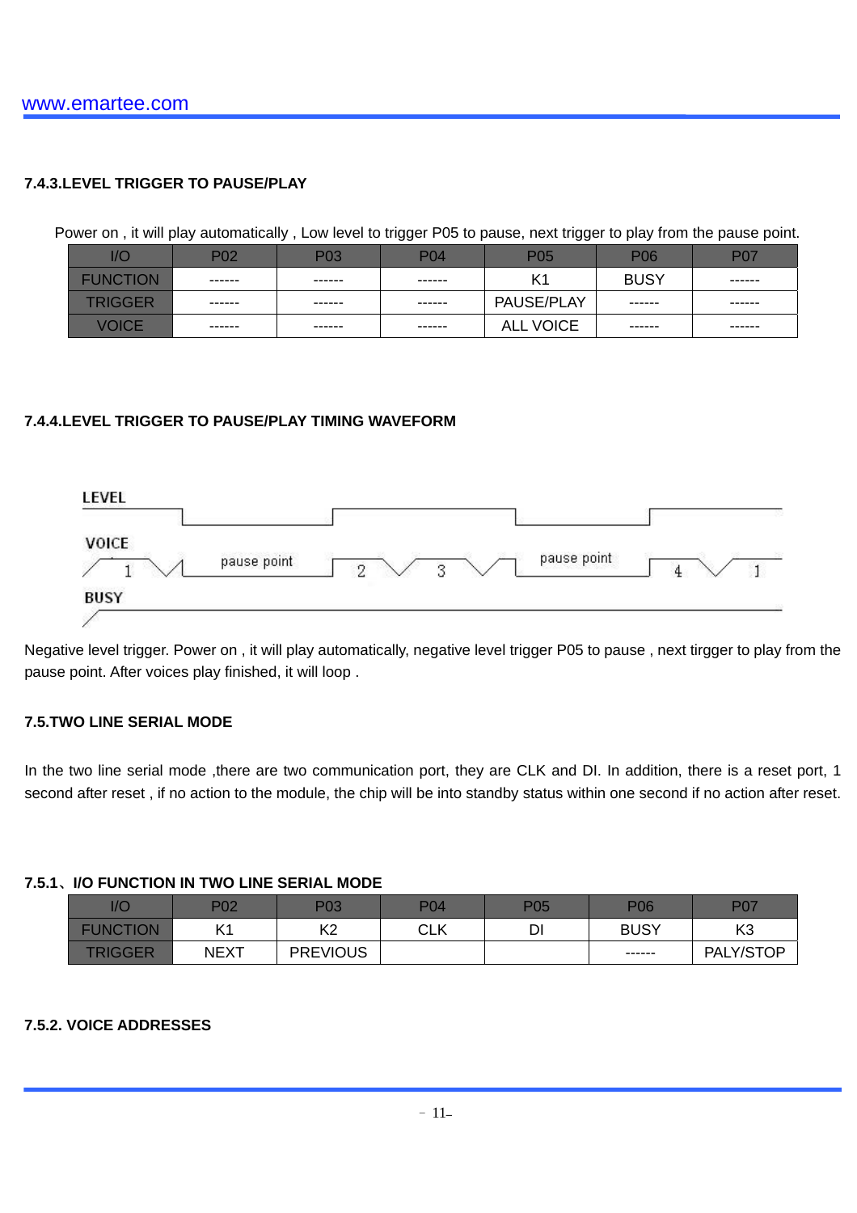### 7.4.3.LEVEL TRIGGER TO PAUSE/PLAY

Power on , it will play automatically , Low level to trigger P05 to pause, next trigger to play from the pause point.

| I/O | P02 | P03 | P04 | P05 | P06 | P07 |
|---|---|---|---|---|---|---|
| FUNCTION | ------ | ------ | ------ | K1 | BUSY | ------ |
| TRIGGER | ------ | ------ | ------ | PAUSE/PLAY | ------ | ------ |
| VOICE | ------ | ------ | ------ | ALL VOICE | ------ | ------ |

### 7.4.4.LEVEL TRIGGER TO PAUSE/PLAY TIMING WAVEFORM

LEVEL

VOICE 1 pause point 2 3 pause point 4 1

BUSY

Negative level trigger. Power on , it will play automatically, negative level trigger P05 to pause , next tirgger to play from the pause point. After voices play finished, it will loop .

### 7.5.TWO LINE SERIAL MODE

In the two line serial mode ,there are two communication port, they are CLK and DI. In addition, there is a reset port, 1 second after reset , if no action to the module, the chip will be into standby status within one second if no action after reset.

### 7.5.1、I/O FUNCTION IN TWO LINE SERIAL MODE

| I/O | P02 | P03 | P04 | P05 | P06 | P07 |
|---|---|---|---|---|---|---|
| FUNCTION | K1 | K2 | CLK | DI | BUSY | K3 |
| TRIGGER | NEXT | PREVIOUS | | | ------ | PALY/STOP |

### 7.5.2. VOICE ADDRESSES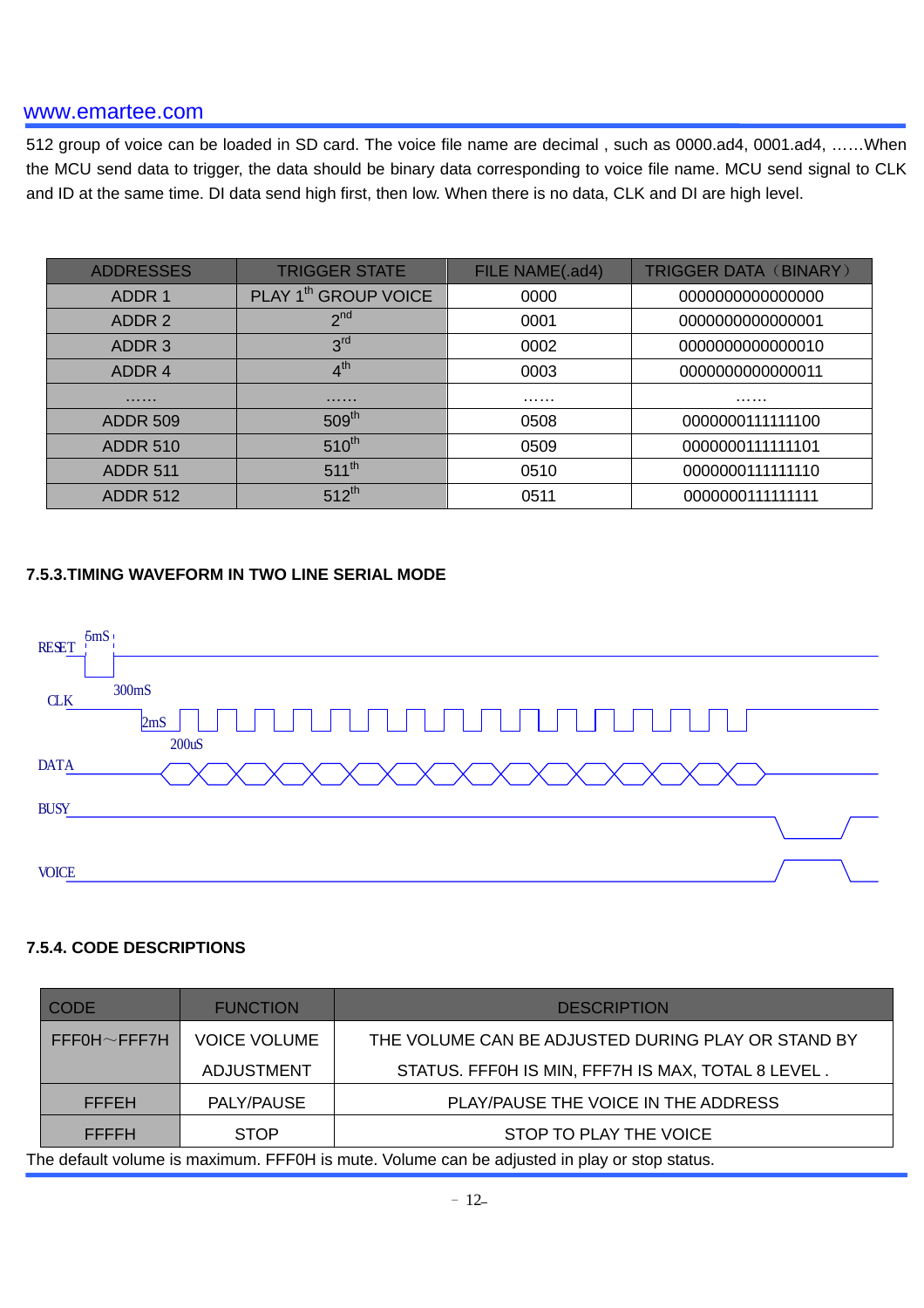512 group of voice can be loaded in SD card. The voice file name are decimal , such as 0000.ad4, 0001.ad4, ……When the MCU send data to trigger, the data should be binary data corresponding to voice file name. MCU send signal to CLK and ID at the same time. DI data send high first, then low. When there is no data, CLK and DI are high level.

| ADDRESSES | TRIGGER STATE | FILE NAME(.ad4) | TRIGGER DATA（BINARY） |
|---|---|---|---|
| ADDR 1 | PLAY 1th GROUP VOICE | 0000 | 0000000000000000 |
| ADDR 2 | 2nd | 0001 | 0000000000000001 |
| ADDR 3 | 3rd | 0002 | 0000000000000010 |
| ADDR 4 | 4th | 0003 | 0000000000000011 |
| …… | …… | …… | …… |
| ADDR 509 | 509th | 0508 | 0000000111111100 |
| ADDR 510 | 510th | 0509 | 0000000111111101 |
| ADDR 511 | 511th | 0510 | 0000000111111110 |
| ADDR 512 | 512th | 0511 | 0000000111111111 |

### 7.5.3.TIMING WAVEFORM IN TWO LINE SERIAL MODE

RESET 5mS

CLK 300mS 2mS 200uS

DATA

BUSY

VOICE

### 7.5.4. CODE DESCRIPTIONS

| CODE | FUNCTION | DESCRIPTION |
|---|---|---|
| FFF0H～FFF7H | VOICE VOLUME ADJUSTMENT | THE VOLUME CAN BE ADJUSTED DURING PLAY OR STAND BY STATUS. FFF0H IS MIN, FFF7H IS MAX, TOTAL 8 LEVEL . |
| FFFEH | PALY/PAUSE | PLAY/PAUSE THE VOICE IN THE ADDRESS |
| FFFFH | STOP | STOP TO PLAY THE VOICE |

The default volume is maximum. FFF0H is mute. Volume can be adjusted in play or stop status.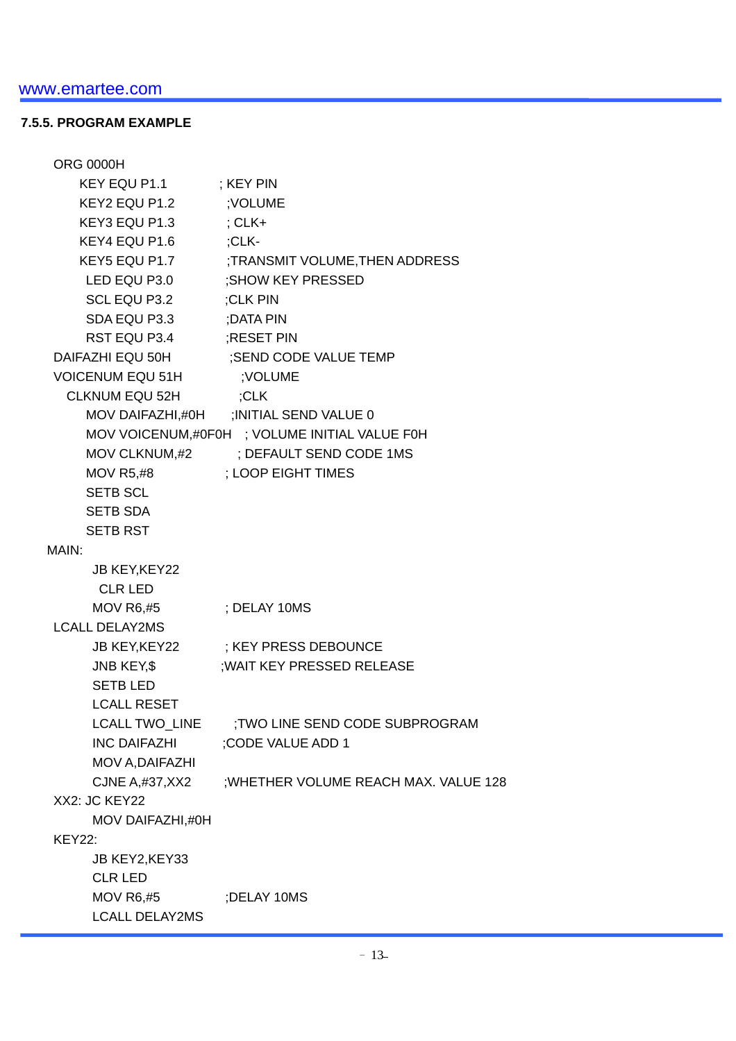### 7.5.5. PROGRAM EXAMPLE

```
ORG 0000H
    KEY EQU P1.1          ; KEY PIN
    KEY2 EQU P1.2          ;VOLUME
    KEY3 EQU P1.3          ; CLK+
    KEY4 EQU P1.6          ;CLK-
    KEY5 EQU P1.7          ;TRANSMIT VOLUME,THEN ADDRESS
     LED EQU P3.0          ;SHOW KEY PRESSED
     SCL EQU P3.2          ;CLK PIN
     SDA EQU P3.3          ;DATA PIN
     RST EQU P3.4          ;RESET PIN
DAIFAZHI EQU 50H           ;SEND CODE VALUE TEMP
VOICENUM EQU 51H             ;VOLUME
  CLKNUM EQU 52H             ;CLK
     MOV DAIFAZHI,#0H       ;INITIAL SEND VALUE 0
     MOV VOICENUM,#0F0H   ; VOLUME INITIAL VALUE F0H
     MOV CLKNUM,#2          ; DEFAULT SEND CODE 1MS
     MOV R5,#8             ; LOOP EIGHT TIMES
     SETB SCL
     SETB SDA
     SETB RST
MAIN:
      JB KEY,KEY22
       CLR LED
      MOV R6,#5             ; DELAY 10MS
LCALL DELAY2MS
      JB KEY,KEY22          ; KEY PRESS DEBOUNCE
      JNB KEY,$            ;WAIT KEY PRESSED RELEASE
      SETB LED
      LCALL RESET
      LCALL TWO_LINE        ;TWO LINE SEND CODE SUBPROGRAM
      INC DAIFAZHI         ;CODE VALUE ADD 1
      MOV A,DAIFAZHI
      CJNE A,#37,XX2       ;WHETHER VOLUME REACH MAX. VALUE 128
XX2: JC KEY22
      MOV DAIFAZHI,#0H
KEY22:
      JB KEY2,KEY33
      CLR LED
      MOV R6,#5             ;DELAY 10MS
      LCALL DELAY2MS
```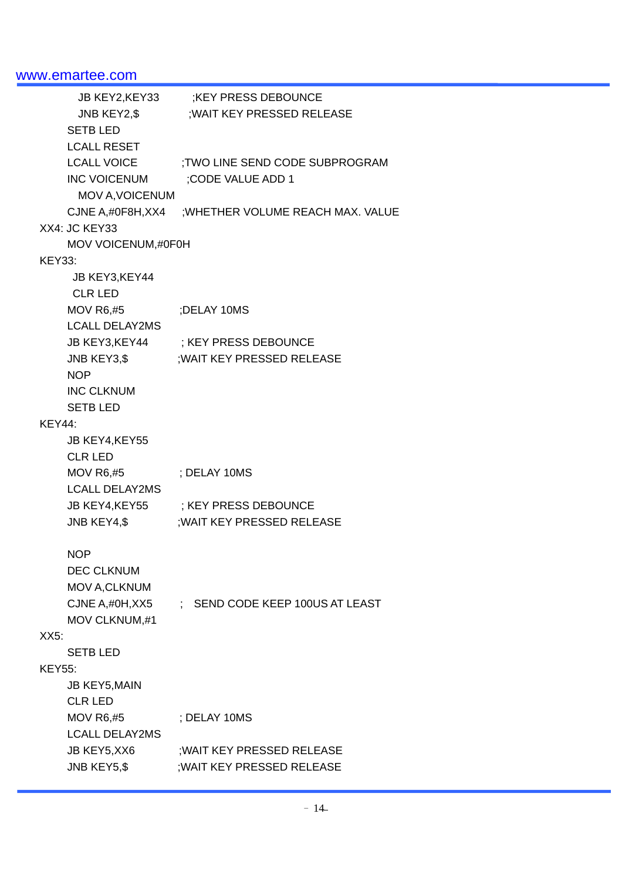```
        JB KEY2,KEY33          ;KEY PRESS DEBOUNCE
        JNB KEY2,$             ;WAIT KEY PRESSED RELEASE
      SETB LED
      LCALL RESET
      LCALL VOICE            ;TWO LINE SEND CODE SUBPROGRAM
      INC VOICENUM           ;CODE VALUE ADD 1
        MOV A,VOICENUM
      CJNE A,#0F8H,XX4       ;WHETHER VOLUME REACH MAX. VALUE
XX4: JC KEY33
      MOV VOICENUM,#0F0H
KEY33:
       JB KEY3,KEY44
       CLR LED
      MOV R6,#5              ;DELAY 10MS
      LCALL DELAY2MS
      JB KEY3,KEY44          ; KEY PRESS DEBOUNCE
      JNB KEY3,$             ;WAIT KEY PRESSED RELEASE
      NOP
      INC CLKNUM
      SETB LED
KEY44:
      JB KEY4,KEY55
      CLR LED
      MOV R6,#5              ; DELAY 10MS
      LCALL DELAY2MS
      JB KEY4,KEY55          ; KEY PRESS DEBOUNCE
      JNB KEY4,$             ;WAIT KEY PRESSED RELEASE

      NOP
      DEC CLKNUM
      MOV A,CLKNUM
      CJNE A,#0H,XX5         ;   SEND CODE KEEP 100US AT LEAST
      MOV CLKNUM,#1
XX5:
      SETB LED
KEY55:
      JB KEY5,MAIN
      CLR LED
      MOV R6,#5              ; DELAY 10MS
      LCALL DELAY2MS
      JB KEY5,XX6            ;WAIT KEY PRESSED RELEASE
      JNB KEY5,$             ;WAIT KEY PRESSED RELEASE
```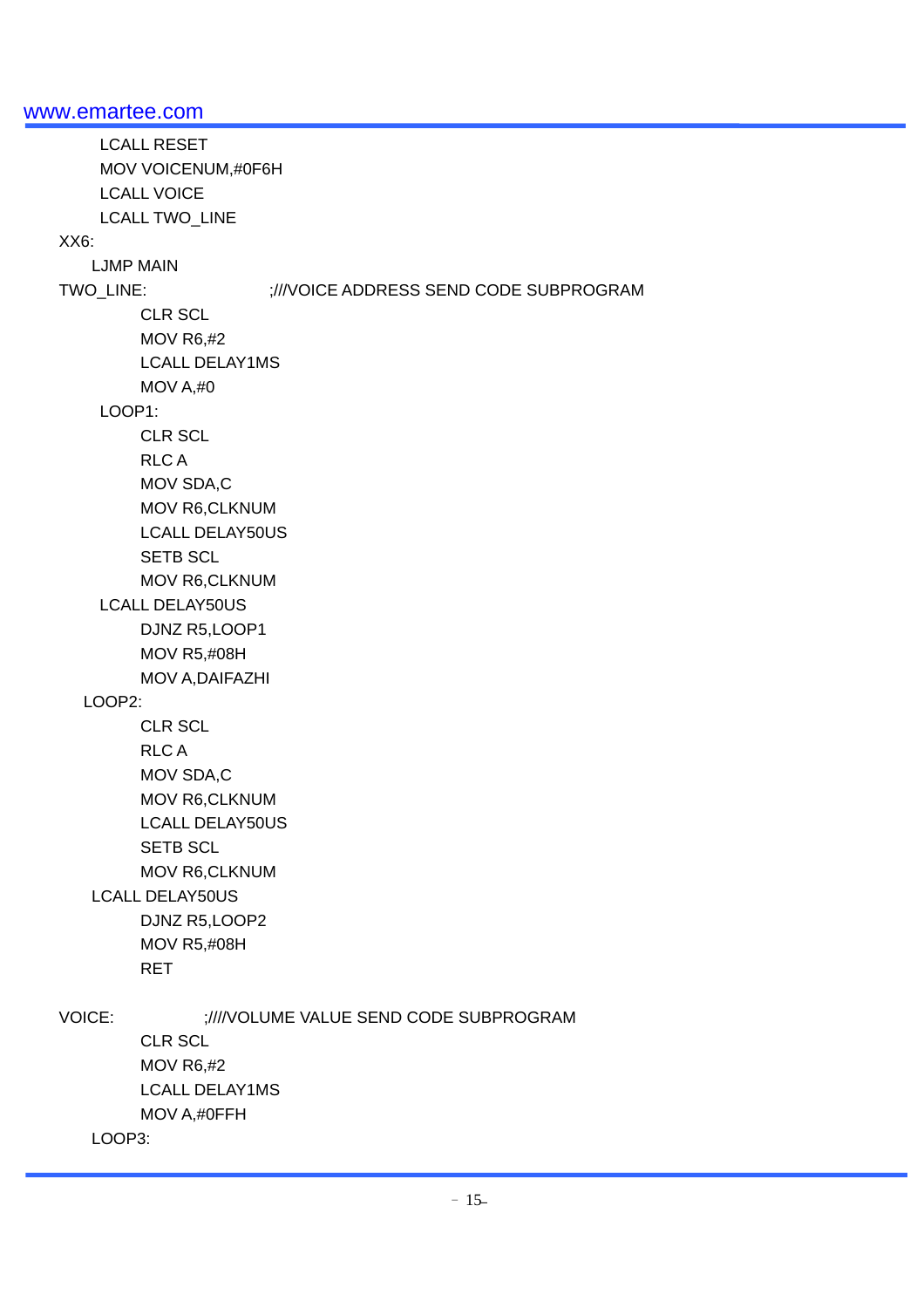```
        LCALL RESET
        MOV VOICENUM,#0F6H
        LCALL VOICE
        LCALL TWO_LINE
XX6:
      LJMP MAIN
TWO_LINE:                    ;///VOICE ADDRESS SEND CODE SUBPROGRAM
            CLR SCL
            MOV R6,#2
            LCALL DELAY1MS
            MOV A,#0
    LOOP1:
            CLR SCL
            RLC A
            MOV SDA,C
            MOV R6,CLKNUM
            LCALL DELAY50US
            SETB SCL
            MOV R6,CLKNUM
    LCALL DELAY50US
            DJNZ R5,LOOP1
            MOV R5,#08H
            MOV A,DAIFAZHI
   LOOP2:
            CLR SCL
            RLC A
            MOV SDA,C
            MOV R6,CLKNUM
            LCALL DELAY50US
            SETB SCL
            MOV R6,CLKNUM
     LCALL DELAY50US
            DJNZ R5,LOOP2
            MOV R5,#08H
            RET

VOICE:               ;////VOLUME VALUE SEND CODE SUBPROGRAM
            CLR SCL
            MOV R6,#2
            LCALL DELAY1MS
            MOV A,#0FFH
     LOOP3:
```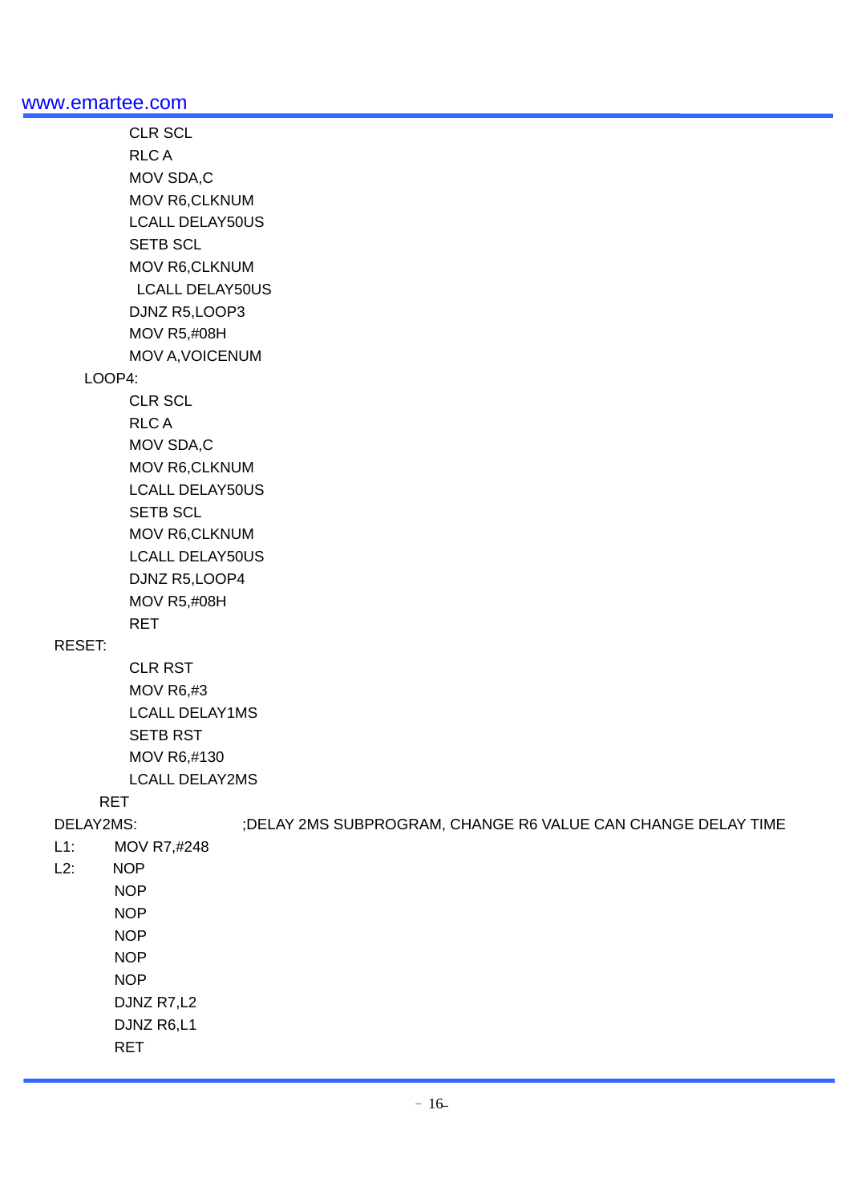```
            CLR SCL
            RLC A
            MOV SDA,C
            MOV R6,CLKNUM
            LCALL DELAY50US
            SETB SCL
            MOV R6,CLKNUM
             LCALL DELAY50US
            DJNZ R5,LOOP3
            MOV R5,#08H
            MOV A,VOICENUM
    LOOP4:
            CLR SCL
            RLC A
            MOV SDA,C
            MOV R6,CLKNUM
            LCALL DELAY50US
            SETB SCL
            MOV R6,CLKNUM
            LCALL DELAY50US
            DJNZ R5,LOOP4
            MOV R5,#08H
            RET
RESET:
            CLR RST
            MOV R6,#3
            LCALL DELAY1MS
            SETB RST
            MOV R6,#130
            LCALL DELAY2MS
      RET
DELAY2MS:                  ;DELAY 2MS SUBPROGRAM, CHANGE R6 VALUE CAN CHANGE DELAY TIME
L1:       MOV R7,#248
L2:       NOP
          NOP
          NOP
          NOP
          NOP
          NOP
          DJNZ R7,L2
          DJNZ R6,L1
          RET
```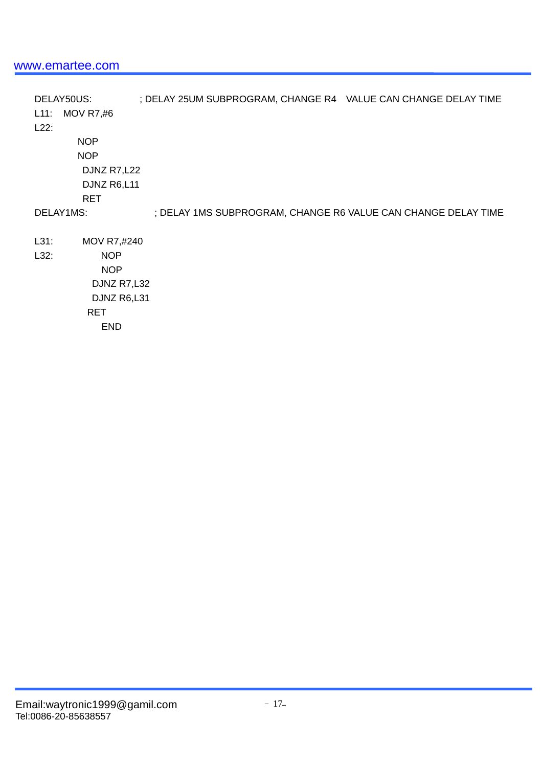```
DELAY50US:          ; DELAY 25UM SUBPROGRAM, CHANGE R4   VALUE CAN CHANGE DELAY TIME
L11:   MOV R7,#6
L22:
          NOP
          NOP
           DJNZ R7,L22
           DJNZ R6,L11
           RET
DELAY1MS:              ; DELAY 1MS SUBPROGRAM, CHANGE R6 VALUE CAN CHANGE DELAY TIME

L31:       MOV R7,#240
L32:           NOP
               NOP
             DJNZ R7,L32
             DJNZ R6,L31
            RET
               END
```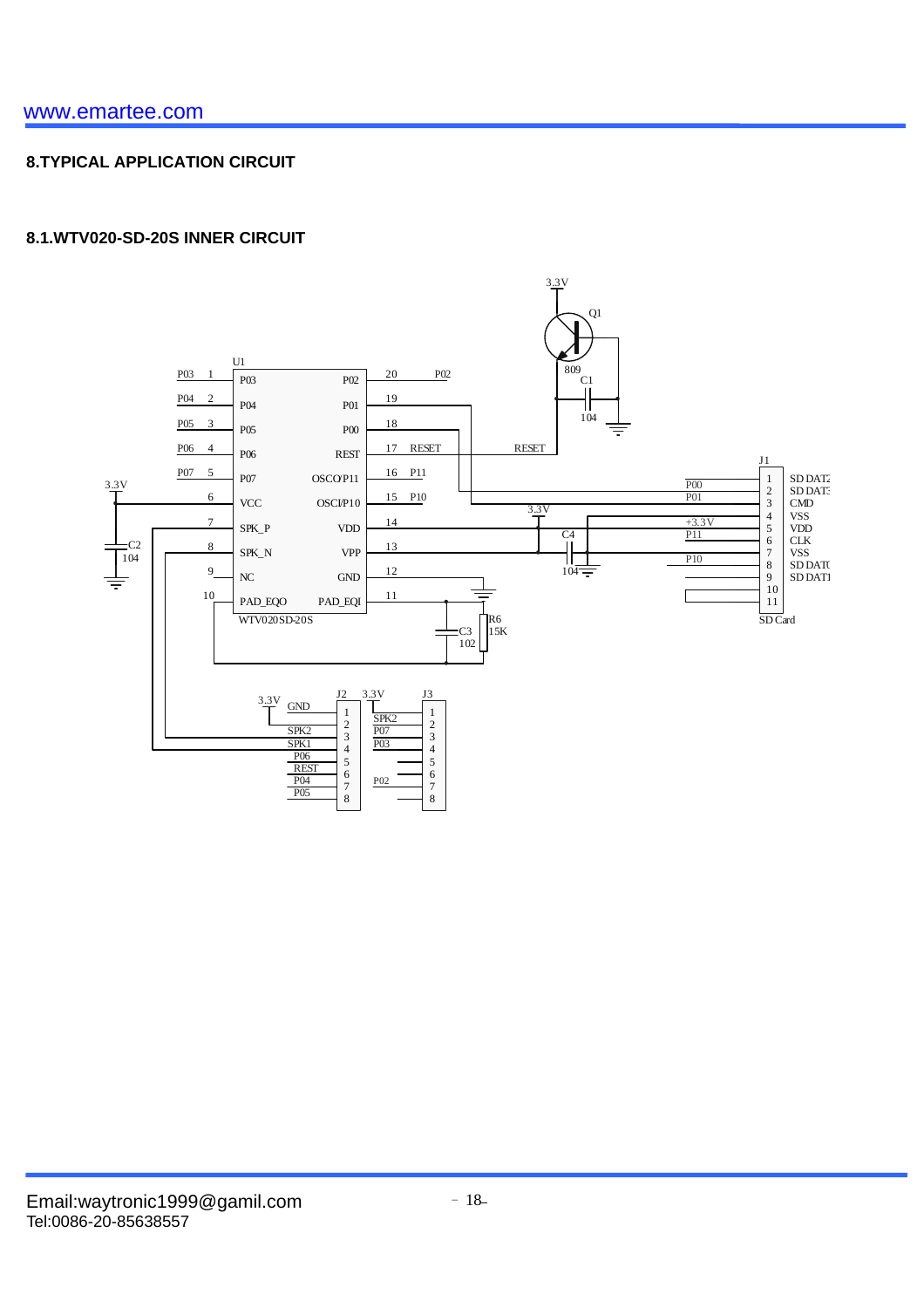## 8.TYPICAL APPLICATION CIRCUIT

### 8.1.WTV020-SD-20S INNER CIRCUIT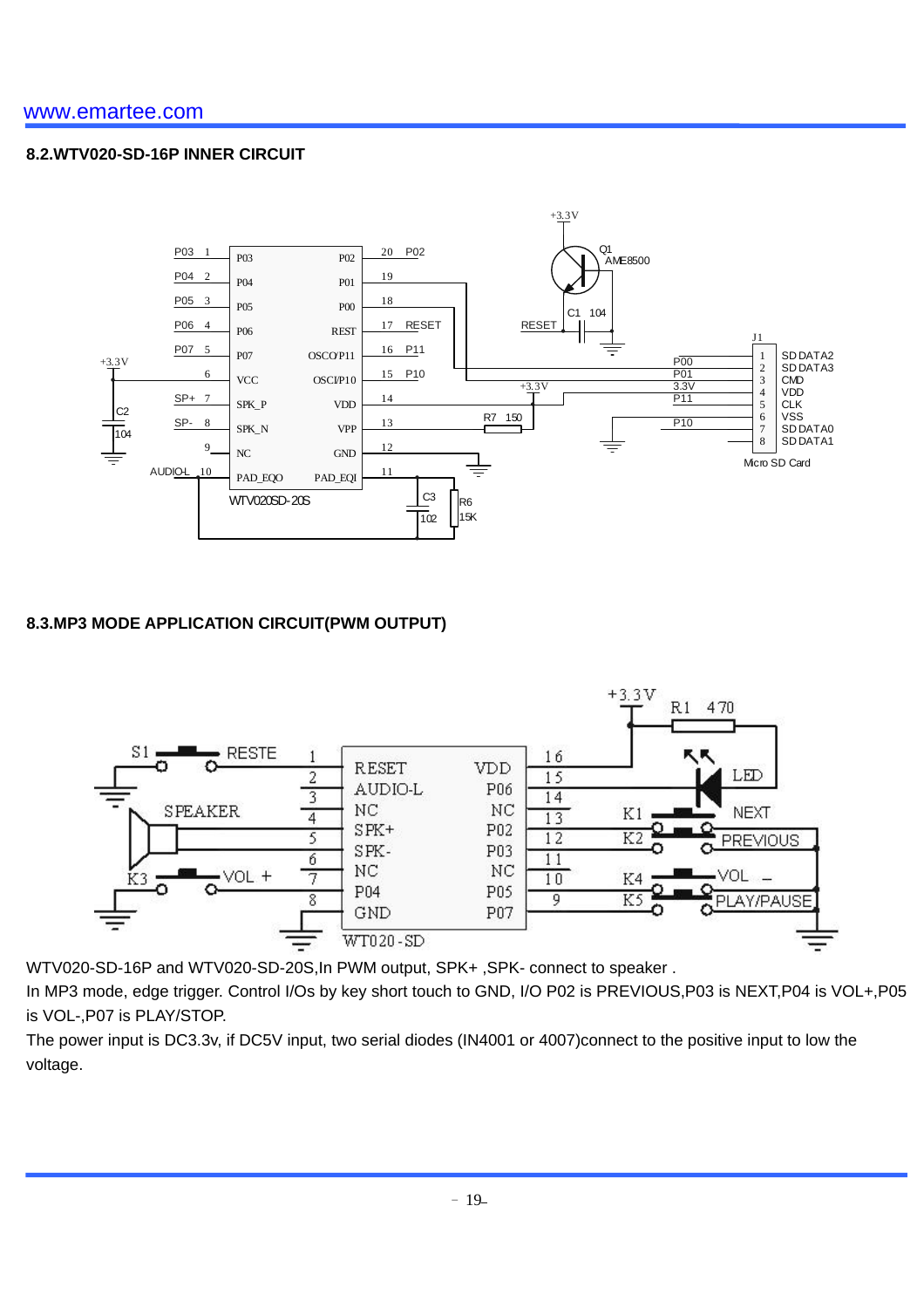## 8.2.WTV020-SD-16P INNER CIRCUIT

## 8.3.MP3 MODE APPLICATION CIRCUIT(PWM OUTPUT)

WTV020-SD-16P and WTV020-SD-20S,In PWM output, SPK+ ,SPK- connect to speaker .

In MP3 mode, edge trigger. Control I/Os by key short touch to GND, I/O P02 is PREVIOUS,P03 is NEXT,P04 is VOL+,P05 is VOL-,P07 is PLAY/STOP.

The power input is DC3.3v, if DC5V input, two serial diodes (IN4001 or 4007)connect to the positive input to low the voltage.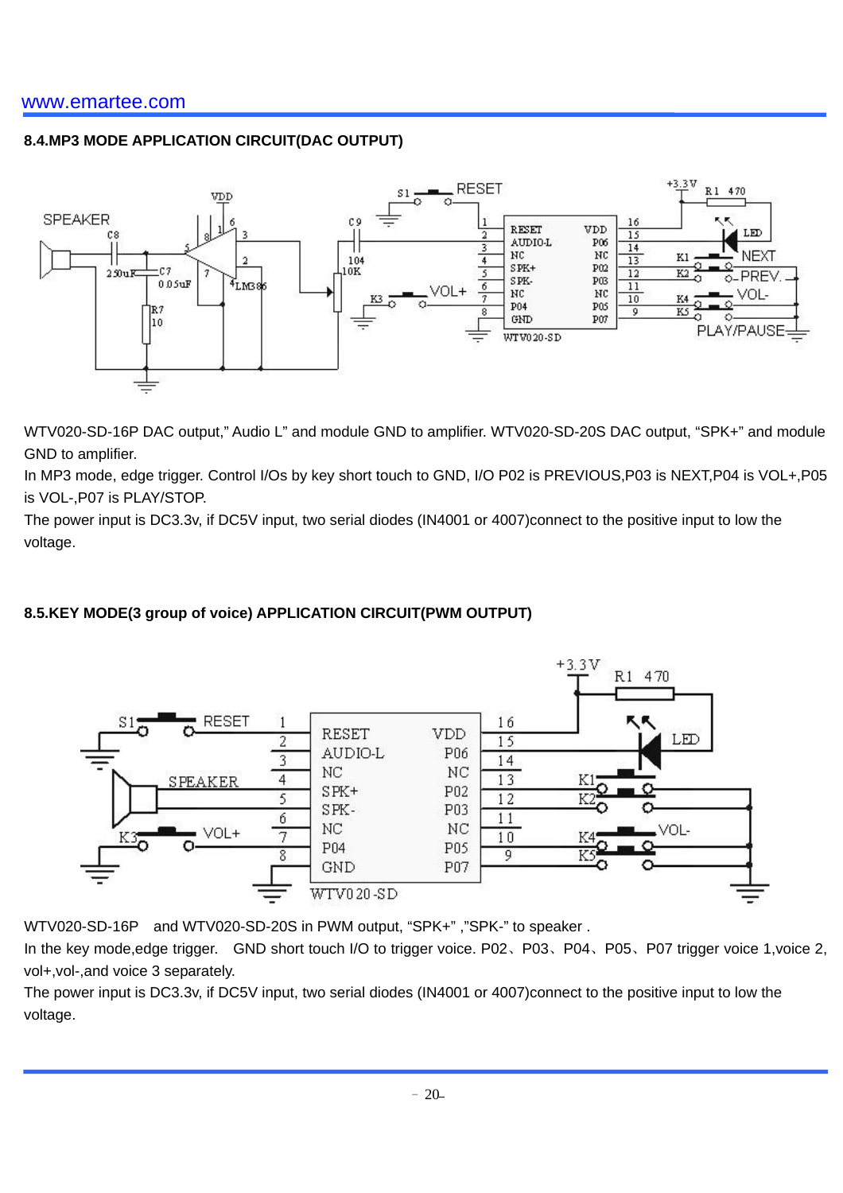## 8.4.MP3 MODE APPLICATION CIRCUIT(DAC OUTPUT)

WTV020-SD-16P DAC output," Audio L" and module GND to amplifier. WTV020-SD-20S DAC output, "SPK+" and module GND to amplifier.

In MP3 mode, edge trigger. Control I/Os by key short touch to GND, I/O P02 is PREVIOUS,P03 is NEXT,P04 is VOL+,P05 is VOL-,P07 is PLAY/STOP.

The power input is DC3.3v, if DC5V input, two serial diodes (IN4001 or 4007)connect to the positive input to low the voltage.

## 8.5.KEY MODE(3 group of voice) APPLICATION CIRCUIT(PWM OUTPUT)

WTV020-SD-16P and WTV020-SD-20S in PWM output, "SPK+" ,"SPK-" to speaker .

In the key mode,edge trigger. GND short touch I/O to trigger voice. P02、P03、P04、P05、P07 trigger voice 1,voice 2, vol+,vol-,and voice 3 separately.

The power input is DC3.3v, if DC5V input, two serial diodes (IN4001 or 4007)connect to the positive input to low the voltage.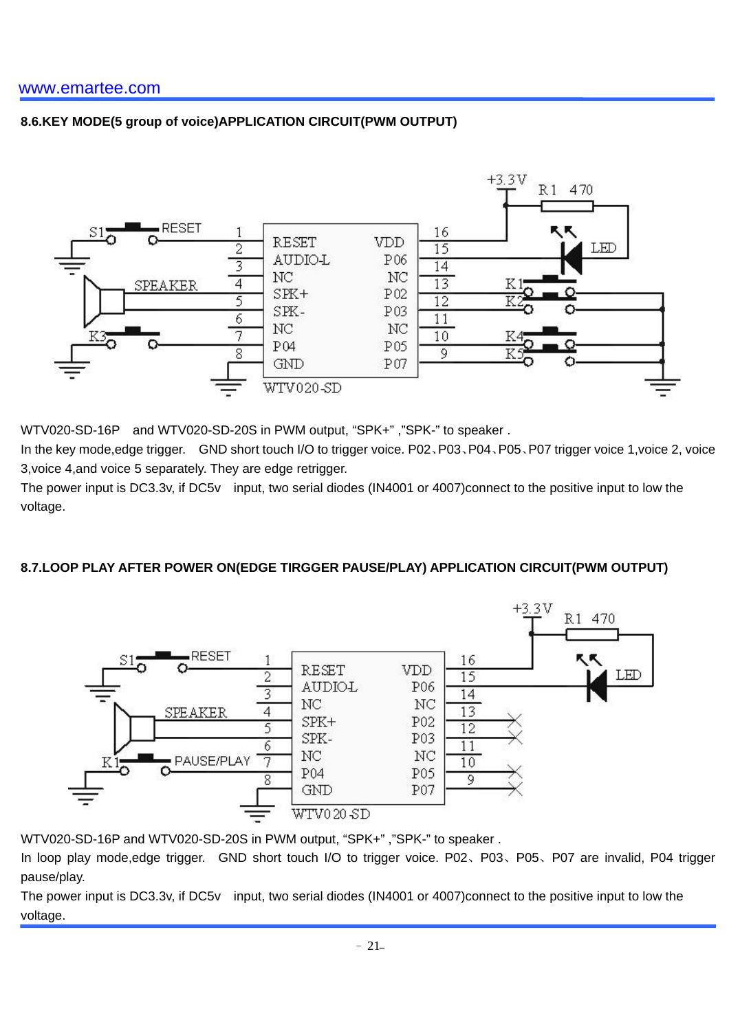## 8.6.KEY MODE(5 group of voice)APPLICATION CIRCUIT(PWM OUTPUT)

WTV020-SD-16P  and WTV020-SD-20S in PWM output, “SPK+” ,”SPK-” to speaker .

In the key mode,edge trigger.  GND short touch I/O to trigger voice. P02、P03、P04、P05、P07 trigger voice 1,voice 2, voice 3,voice 4,and voice 5 separately. They are edge retrigger.

The power input is DC3.3v, if DC5v  input, two serial diodes (IN4001 or 4007)connect to the positive input to low the voltage.

## 8.7.LOOP PLAY AFTER POWER ON(EDGE TIRGGER PAUSE/PLAY) APPLICATION CIRCUIT(PWM OUTPUT)

WTV020-SD-16P and WTV020-SD-20S in PWM output, “SPK+” ,”SPK-” to speaker .

In loop play mode,edge trigger.  GND short touch I/O to trigger voice. P02、P03、P05、P07 are invalid, P04 trigger pause/play.

The power input is DC3.3v, if DC5v  input, two serial diodes (IN4001 or 4007)connect to the positive input to low the voltage.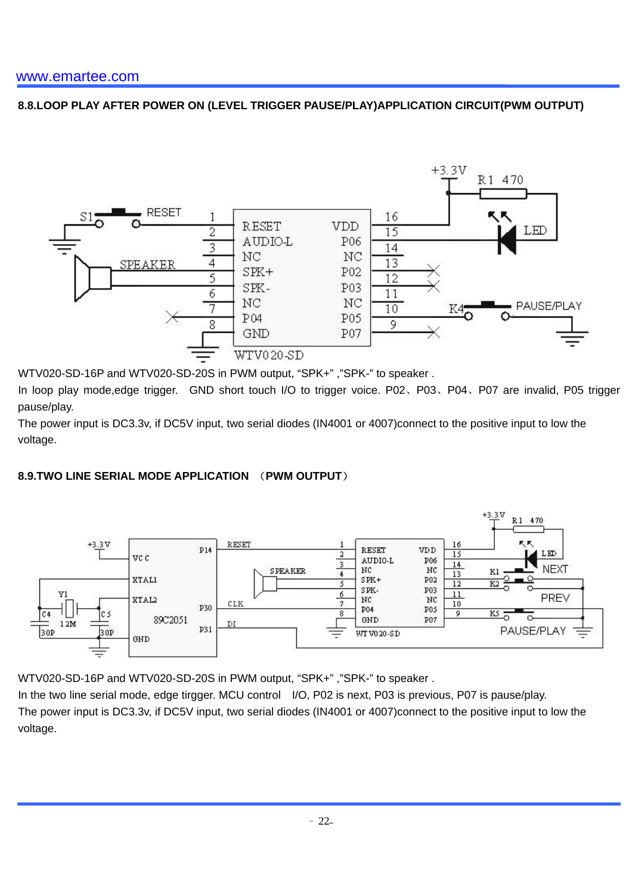www.emartee.com

### 8.8.LOOP PLAY AFTER POWER ON (LEVEL TRIGGER PAUSE/PLAY)APPLICATION CIRCUIT(PWM OUTPUT)

WTV020-SD-16P and WTV020-SD-20S in PWM output, "SPK+" ,"SPK-" to speaker .

In loop play mode,edge trigger. GND short touch I/O to trigger voice. P02、P03、P04、P07 are invalid, P05 trigger pause/play.

The power input is DC3.3v, if DC5V input, two serial diodes (IN4001 or 4007)connect to the positive input to low the voltage.

### 8.9.TWO LINE SERIAL MODE APPLICATION （PWM OUTPUT）

WTV020-SD-16P and WTV020-SD-20S in PWM output, "SPK+" ,"SPK-" to speaker .

In the two line serial mode, edge tirgger. MCU control I/O, P02 is next, P03 is previous, P07 is pause/play.

The power input is DC3.3v, if DC5V input, two serial diodes (IN4001 or 4007)connect to the positive input to low the voltage.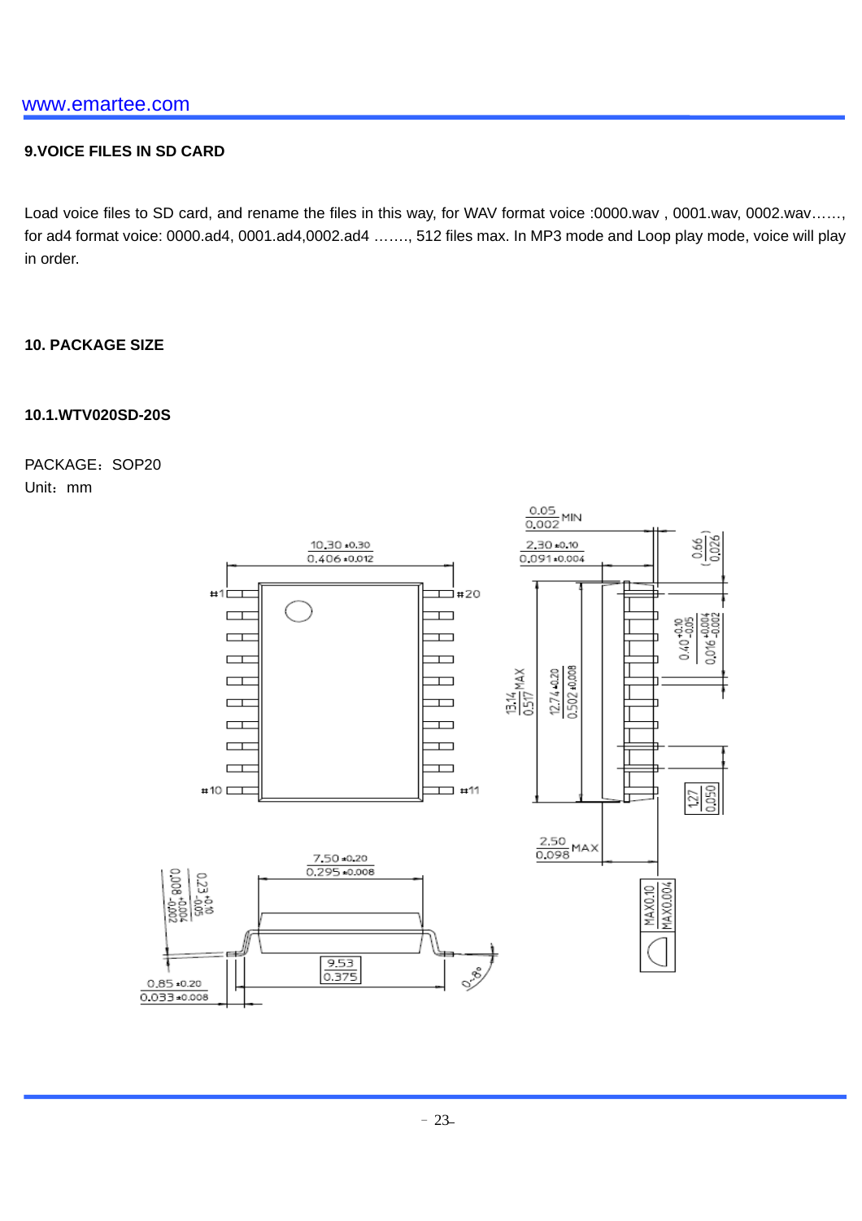## 9.VOICE FILES IN SD CARD

Load voice files to SD card, and rename the files in this way, for WAV format voice :0000.wav , 0001.wav, 0002.wav……, for ad4 format voice: 0000.ad4, 0001.ad4,0002.ad4 ……., 512 files max. In MP3 mode and Loop play mode, voice will play in order.

## 10. PACKAGE SIZE

### 10.1.WTV020SD-20S

PACKAGE：SOP20
Unit：mm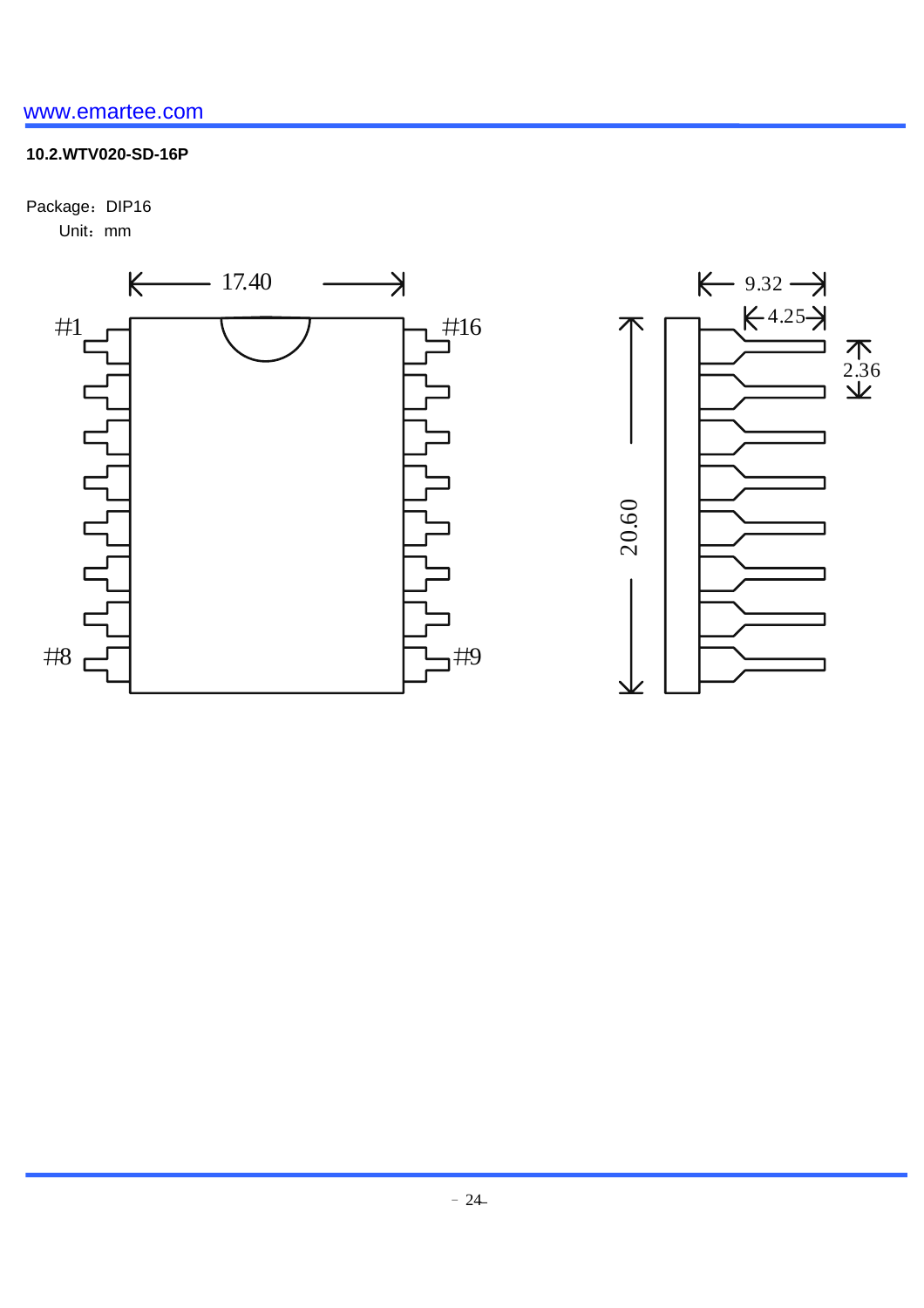www.emartee.com

**10.2.WTV020-SD-16P**

Package：DIP16

Unit：mm

17.40

#1

#16

#8

#9

9.32

4.25

2.36

20.60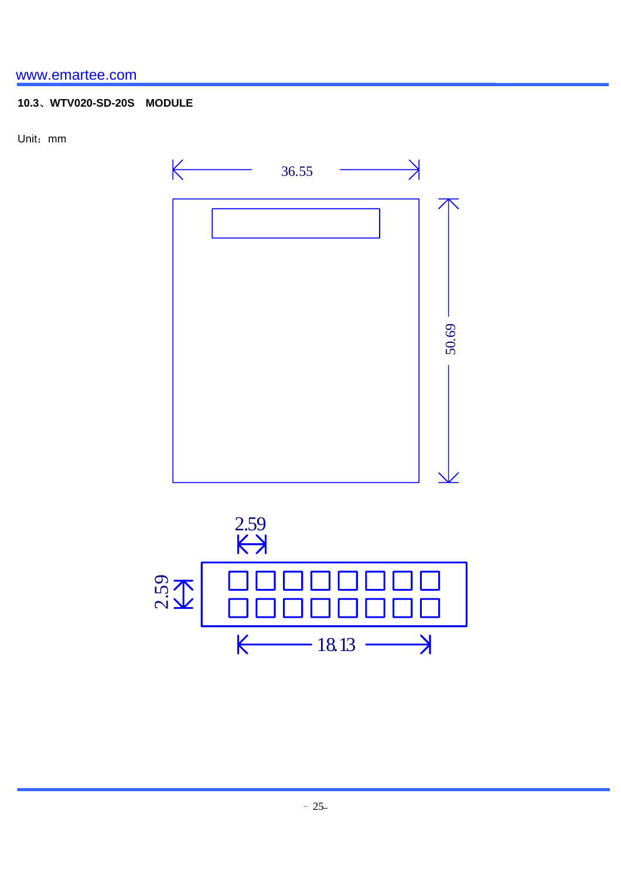**10.3、WTV020-SD-20S　MODULE**

Unit：mm

36.55

50.69

2.59

2.59

18.13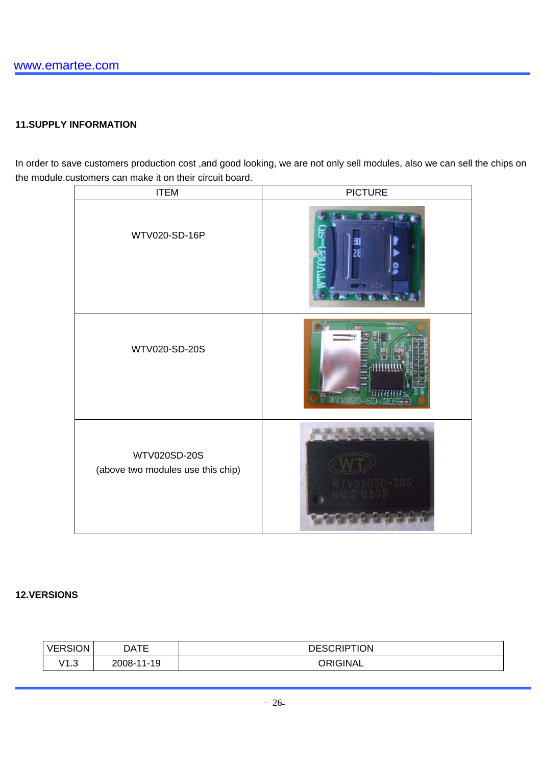## 11.SUPPLY INFORMATION

In order to save customers production cost ,and good looking, we are not only sell modules, also we can sell the chips on the module.customers can make it on their circuit board.

| ITEM | PICTURE |
|---|---|
| WTV020-SD-16P | |
| WTV020-SD-20S | |
| WTV020SD-20S<br>(above two modules use this chip) | |

## 12.VERSIONS

| VERSION | DATE | DESCRIPTION |
|---|---|---|
| V1.3 | 2008-11-19 | ORIGINAL |